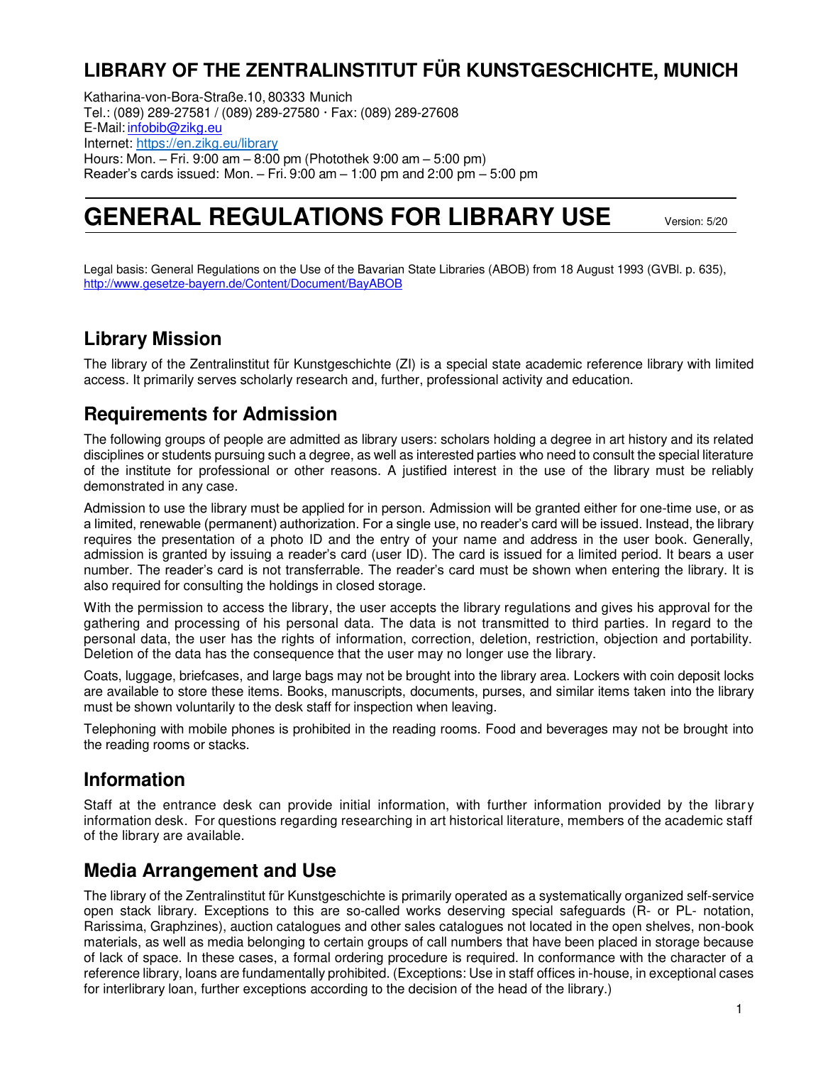# LIBRARY OF THE ZENTRALINSTITUT FÜR KUNSTGESCHICHTE, MUNICH

Katharina-von-Bora-Straße.10, 80333 Munich
Tel.: (089) 289-27581 / (089) 289-27580 · Fax: (089) 289-27608
E-Mail: infobib@zikg.eu
Internet: https://en.zikg.eu/library
Hours: Mon. – Fri. 9:00 am – 8:00 pm (Photothek 9:00 am – 5:00 pm)
Reader's cards issued: Mon. – Fri. 9:00 am – 1:00 pm and 2:00 pm – 5:00 pm

# GENERAL REGULATIONS FOR LIBRARY USE

Version: 5/20

Legal basis: General Regulations on the Use of the Bavarian State Libraries (ABOB) from 18 August 1993 (GVBl. p. 635), http://www.gesetze-bayern.de/Content/Document/BayABOB

## Library Mission

The library of the Zentralinstitut für Kunstgeschichte (ZI) is a special state academic reference library with limited access. It primarily serves scholarly research and, further, professional activity and education.

## Requirements for Admission

The following groups of people are admitted as library users: scholars holding a degree in art history and its related disciplines or students pursuing such a degree, as well as interested parties who need to consult the special literature of the institute for professional or other reasons. A justified interest in the use of the library must be reliably demonstrated in any case.

Admission to use the library must be applied for in person. Admission will be granted either for one-time use, or as a limited, renewable (permanent) authorization. For a single use, no reader's card will be issued. Instead, the library requires the presentation of a photo ID and the entry of your name and address in the user book. Generally, admission is granted by issuing a reader's card (user ID). The card is issued for a limited period. It bears a user number. The reader's card is not transferrable. The reader's card must be shown when entering the library. It is also required for consulting the holdings in closed storage.

With the permission to access the library, the user accepts the library regulations and gives his approval for the gathering and processing of his personal data. The data is not transmitted to third parties. In regard to the personal data, the user has the rights of information, correction, deletion, restriction, objection and portability. Deletion of the data has the consequence that the user may no longer use the library.

Coats, luggage, briefcases, and large bags may not be brought into the library area. Lockers with coin deposit locks are available to store these items. Books, manuscripts, documents, purses, and similar items taken into the library must be shown voluntarily to the desk staff for inspection when leaving.

Telephoning with mobile phones is prohibited in the reading rooms. Food and beverages may not be brought into the reading rooms or stacks.

## Information

Staff at the entrance desk can provide initial information, with further information provided by the library information desk. For questions regarding researching in art historical literature, members of the academic staff of the library are available.

## Media Arrangement and Use

The library of the Zentralinstitut für Kunstgeschichte is primarily operated as a systematically organized self-service open stack library. Exceptions to this are so-called works deserving special safeguards (R- or PL- notation, Rarissima, Graphzines), auction catalogues and other sales catalogues not located in the open shelves, non-book materials, as well as media belonging to certain groups of call numbers that have been placed in storage because of lack of space. In these cases, a formal ordering procedure is required. In conformance with the character of a reference library, loans are fundamentally prohibited. (Exceptions: Use in staff offices in-house, in exceptional cases for interlibrary loan, further exceptions according to the decision of the head of the library.)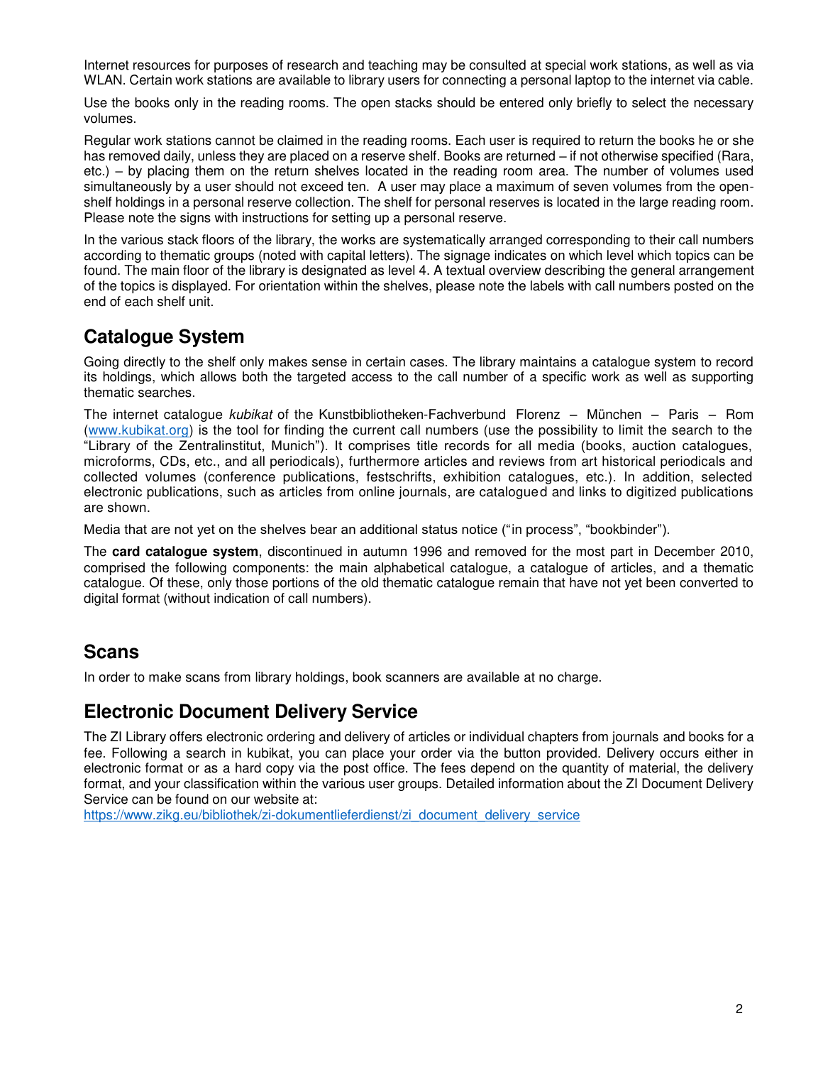Internet resources for purposes of research and teaching may be consulted at special work stations, as well as via WLAN. Certain work stations are available to library users for connecting a personal laptop to the internet via cable.

Use the books only in the reading rooms. The open stacks should be entered only briefly to select the necessary volumes.

Regular work stations cannot be claimed in the reading rooms. Each user is required to return the books he or she has removed daily, unless they are placed on a reserve shelf. Books are returned – if not otherwise specified (Rara, etc.) – by placing them on the return shelves located in the reading room area. The number of volumes used simultaneously by a user should not exceed ten. A user may place a maximum of seven volumes from the open-shelf holdings in a personal reserve collection. The shelf for personal reserves is located in the large reading room. Please note the signs with instructions for setting up a personal reserve.

In the various stack floors of the library, the works are systematically arranged corresponding to their call numbers according to thematic groups (noted with capital letters). The signage indicates on which level which topics can be found. The main floor of the library is designated as level 4. A textual overview describing the general arrangement of the topics is displayed. For orientation within the shelves, please note the labels with call numbers posted on the end of each shelf unit.

## Catalogue System

Going directly to the shelf only makes sense in certain cases. The library maintains a catalogue system to record its holdings, which allows both the targeted access to the call number of a specific work as well as supporting thematic searches.

The internet catalogue *kubikat* of the Kunstbibliotheken-Fachverbund Florenz – München – Paris – Rom (www.kubikat.org) is the tool for finding the current call numbers (use the possibility to limit the search to the "Library of the Zentralinstitut, Munich"). It comprises title records for all media (books, auction catalogues, microforms, CDs, etc., and all periodicals), furthermore articles and reviews from art historical periodicals and collected volumes (conference publications, festschrifts, exhibition catalogues, etc.). In addition, selected electronic publications, such as articles from online journals, are catalogued and links to digitized publications are shown.

Media that are not yet on the shelves bear an additional status notice ("in process", "bookbinder").

The **card catalogue system**, discontinued in autumn 1996 and removed for the most part in December 2010, comprised the following components: the main alphabetical catalogue, a catalogue of articles, and a thematic catalogue. Of these, only those portions of the old thematic catalogue remain that have not yet been converted to digital format (without indication of call numbers).

## Scans

In order to make scans from library holdings, book scanners are available at no charge.

## Electronic Document Delivery Service

The ZI Library offers electronic ordering and delivery of articles or individual chapters from journals and books for a fee. Following a search in kubikat, you can place your order via the button provided. Delivery occurs either in electronic format or as a hard copy via the post office. The fees depend on the quantity of material, the delivery format, and your classification within the various user groups. Detailed information about the ZI Document Delivery Service can be found on our website at:
https://www.zikg.eu/bibliothek/zi-dokumentlieferdienst/zi_document_delivery_service